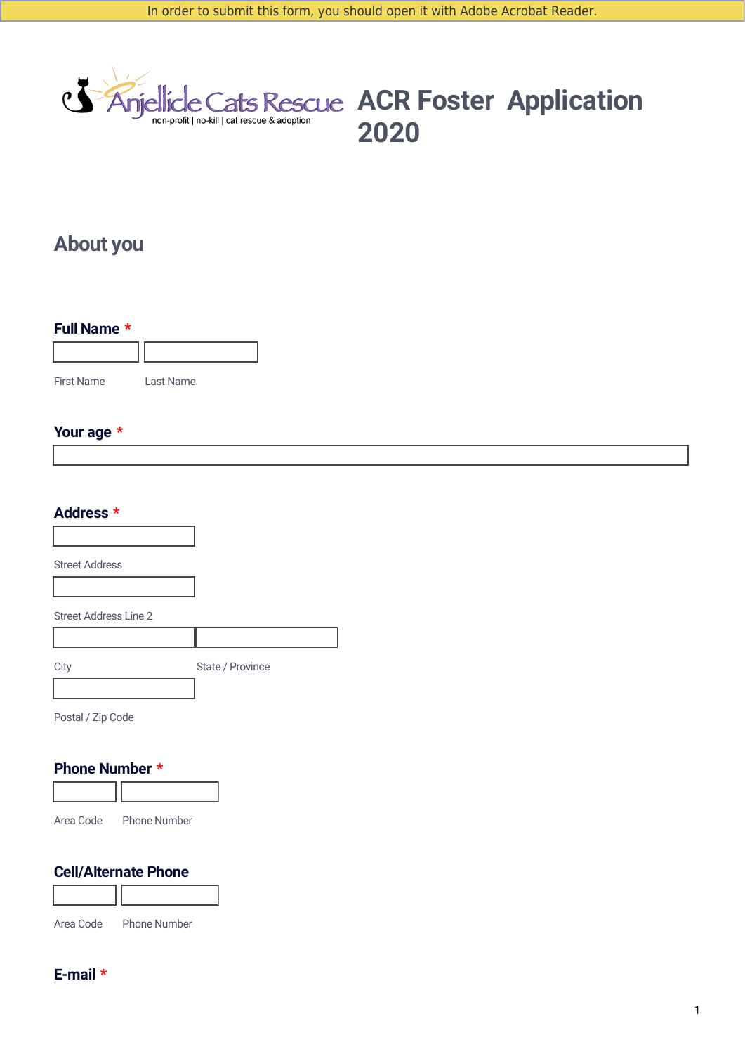In order to submit this form, you should open it with Adobe Acrobat Reader.

Anjellicle Cats Rescue
non-profit | no-kill | cat rescue & adoption

# ACR Foster Application 2020

## About you

**Full Name** *

First Name

Last Name

**Your age** *

**Address** *

Street Address

Street Address Line 2

City

State / Province

Postal / Zip Code

**Phone Number** *

Area Code

Phone Number

**Cell/Alternate Phone**

Area Code

Phone Number

**E-mail** *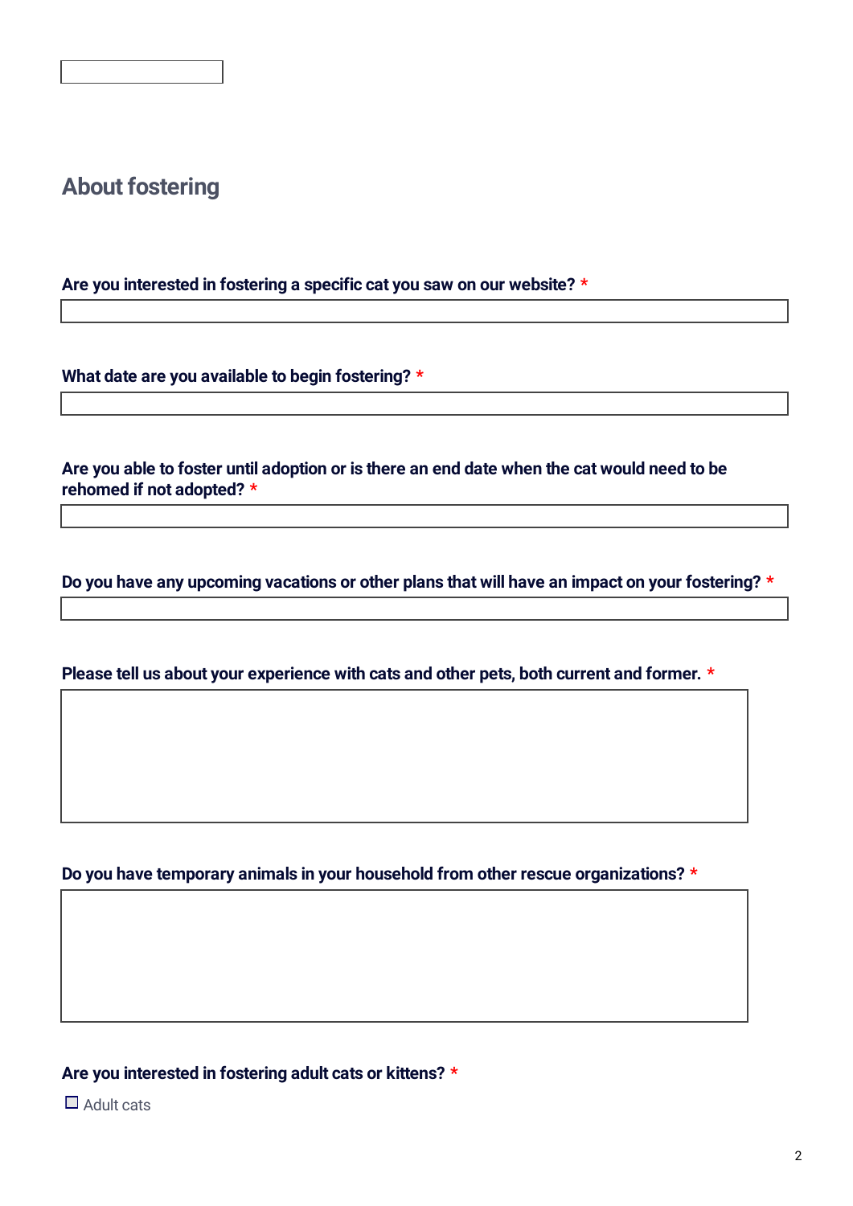## About fostering

**Are you interested in fostering a specific cat you saw on our website?** *

**What date are you available to begin fostering?** *

**Are you able to foster until adoption or is there an end date when the cat would need to be rehomed if not adopted?** *

**Do you have any upcoming vacations or other plans that will have an impact on your fostering?** *

**Please tell us about your experience with cats and other pets, both current and former.** *

**Do you have temporary animals in your household from other rescue organizations?** *

**Are you interested in fostering adult cats or kittens?** *

- [ ] Adult cats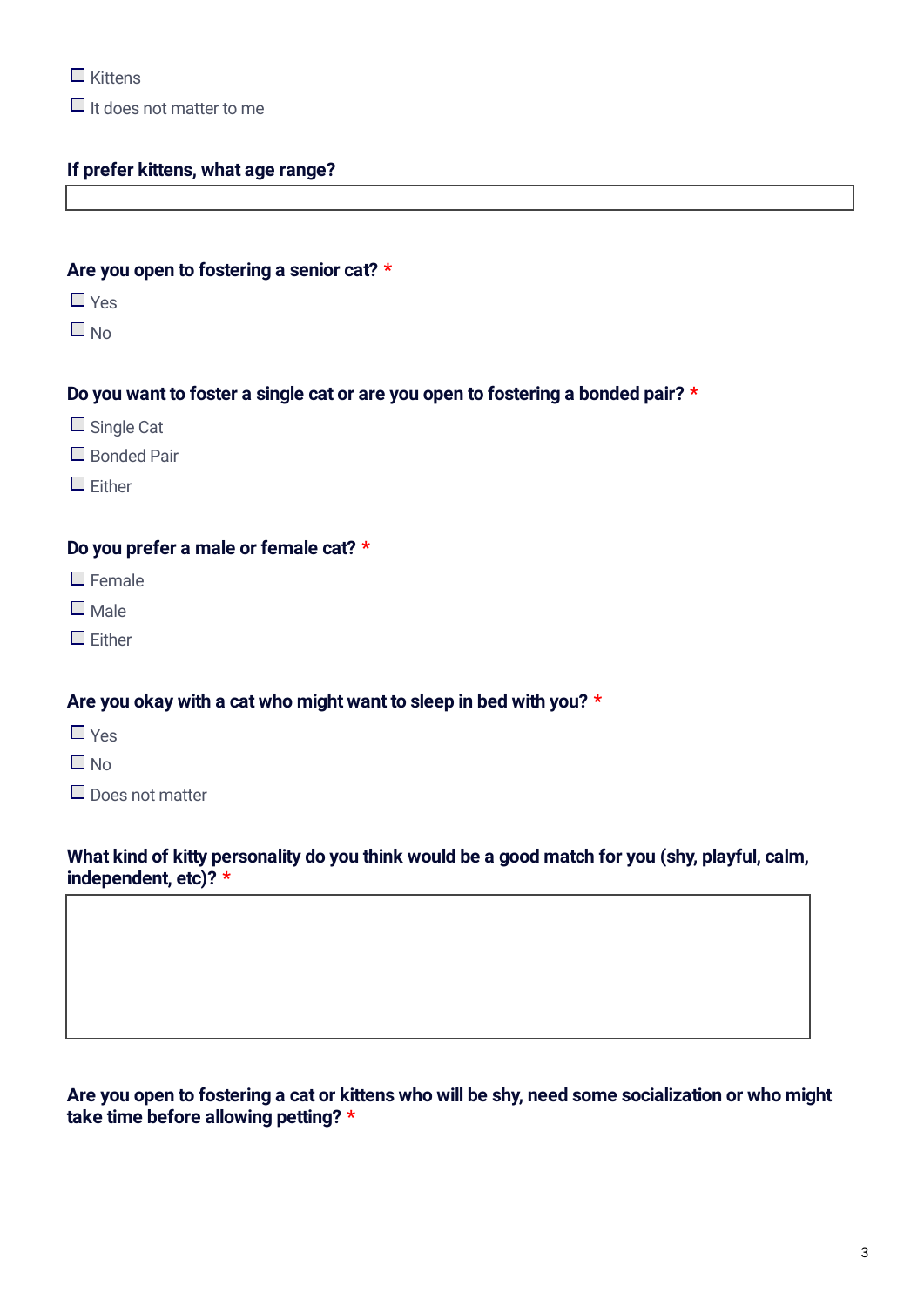- [ ] Kittens
- [ ] It does not matter to me

**If prefer kittens, what age range?**

**Are you open to fostering a senior cat?** *

- [ ] Yes
- [ ] No

**Do you want to foster a single cat or are you open to fostering a bonded pair?** *

- [ ] Single Cat
- [ ] Bonded Pair
- [ ] Either

**Do you prefer a male or female cat?** *

- [ ] Female
- [ ] Male
- [ ] Either

**Are you okay with a cat who might want to sleep in bed with you?** *

- [ ] Yes
- [ ] No
- [ ] Does not matter

**What kind of kitty personality do you think would be a good match for you (shy, playful, calm, independent, etc)?** *

**Are you open to fostering a cat or kittens who will be shy, need some socialization or who might take time before allowing petting?** *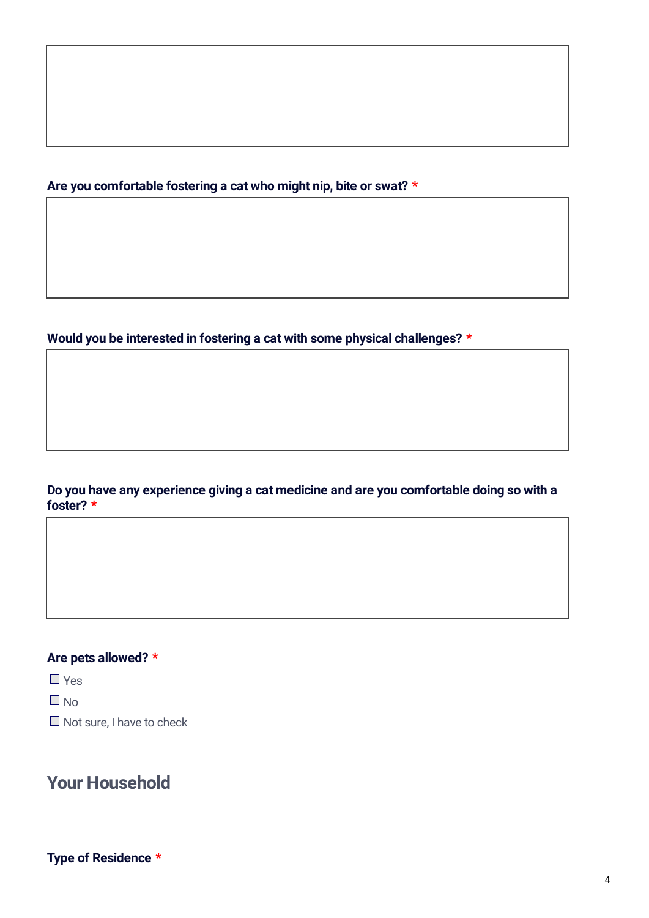**Are you comfortable fostering a cat who might nip, bite or swat?** *

**Would you be interested in fostering a cat with some physical challenges?** *

**Do you have any experience giving a cat medicine and are you comfortable doing so with a foster?** *

**Are pets allowed?** *

- ☐ Yes
- ☐ No
- ☐ Not sure, I have to check

## Your Household

**Type of Residence** *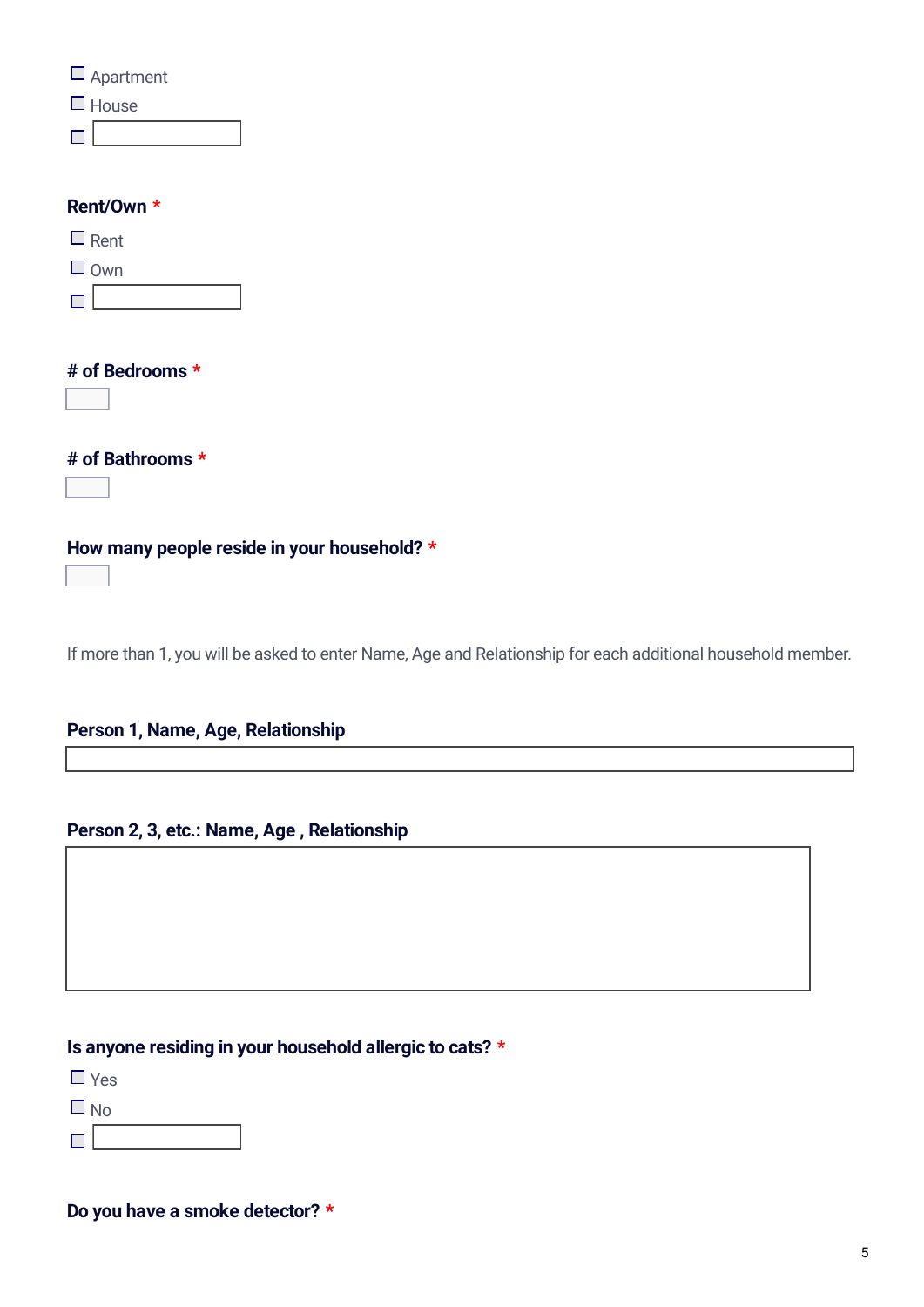- [ ] Apartment
- [ ] House
- [ ] ________

**Rent/Own** *

- [ ] Rent
- [ ] Own
- [ ] ________

**# of Bedrooms** *

________

**# of Bathrooms** *

________

**How many people reside in your household?** *

________

If more than 1, you will be asked to enter Name, Age and Relationship for each additional household member.

**Person 1, Name, Age, Relationship**

________

**Person 2, 3, etc.: Name, Age , Relationship**

________

**Is anyone residing in your household allergic to cats?** *

- [ ] Yes
- [ ] No
- [ ] ________

**Do you have a smoke detector?** *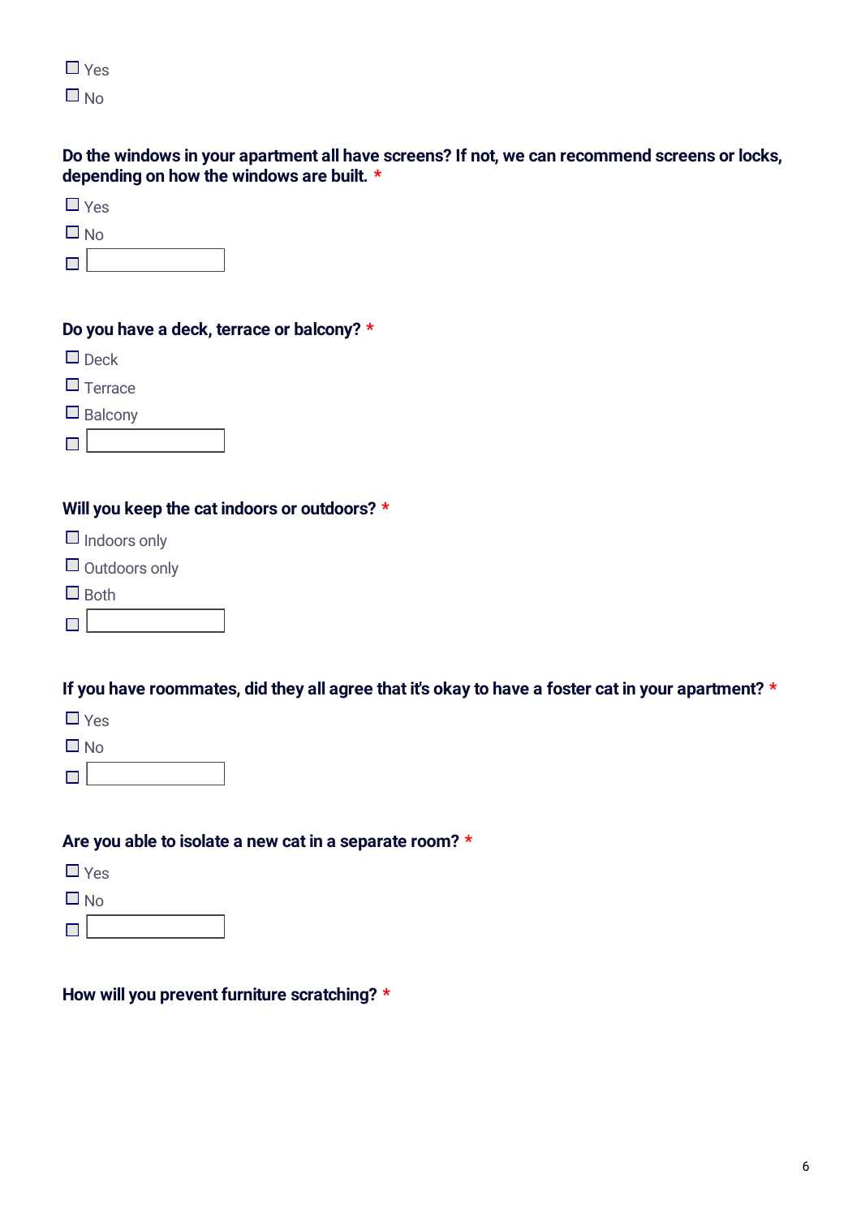- [ ] Yes
- [ ] No

**Do the windows in your apartment all have screens? If not, we can recommend screens or locks, depending on how the windows are built. \***

- [ ] Yes
- [ ] No
- [ ] ________

**Do you have a deck, terrace or balcony? \***

- [ ] Deck
- [ ] Terrace
- [ ] Balcony
- [ ] ________

**Will you keep the cat indoors or outdoors? \***

- [ ] Indoors only
- [ ] Outdoors only
- [ ] Both
- [ ] ________

**If you have roommates, did they all agree that it's okay to have a foster cat in your apartment? \***

- [ ] Yes
- [ ] No
- [ ] ________

**Are you able to isolate a new cat in a separate room? \***

- [ ] Yes
- [ ] No
- [ ] ________

**How will you prevent furniture scratching? \***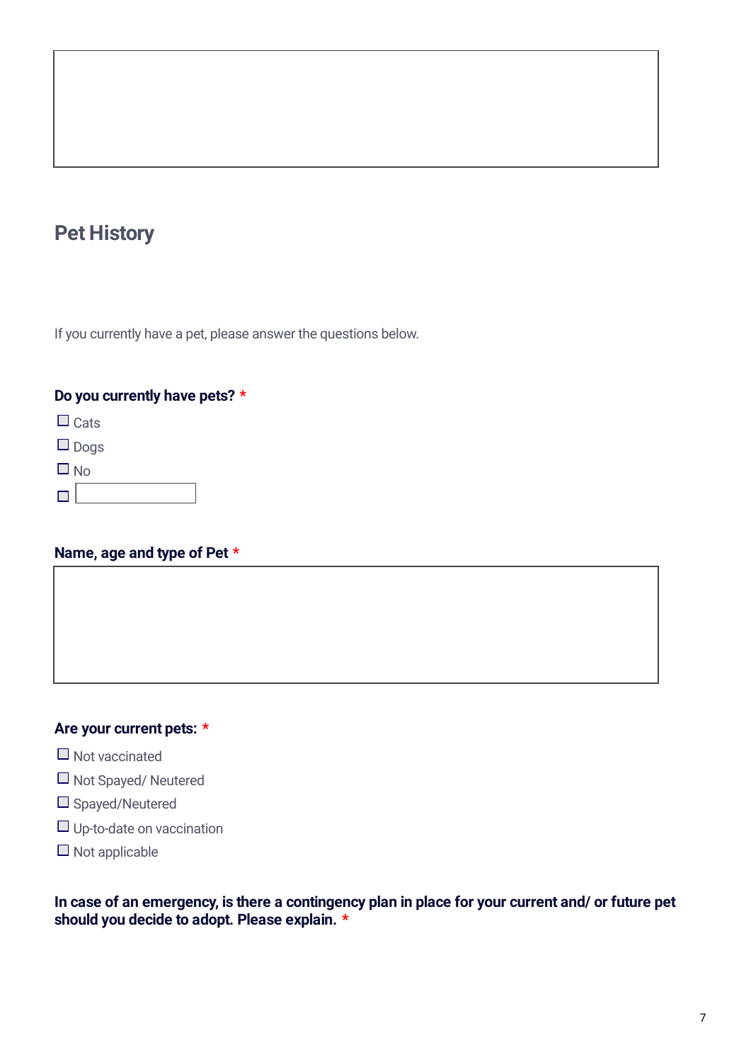## Pet History

If you currently have a pet, please answer the questions below.

**Do you currently have pets? ***

- ☐ Cats
- ☐ Dogs
- ☐ No
- ☐ ______

**Name, age and type of Pet ***

**Are your current pets: ***

- ☐ Not vaccinated
- ☐ Not Spayed/ Neutered
- ☐ Spayed/Neutered
- ☐ Up-to-date on vaccination
- ☐ Not applicable

**In case of an emergency, is there a contingency plan in place for your current and/ or future pet should you decide to adopt. Please explain. ***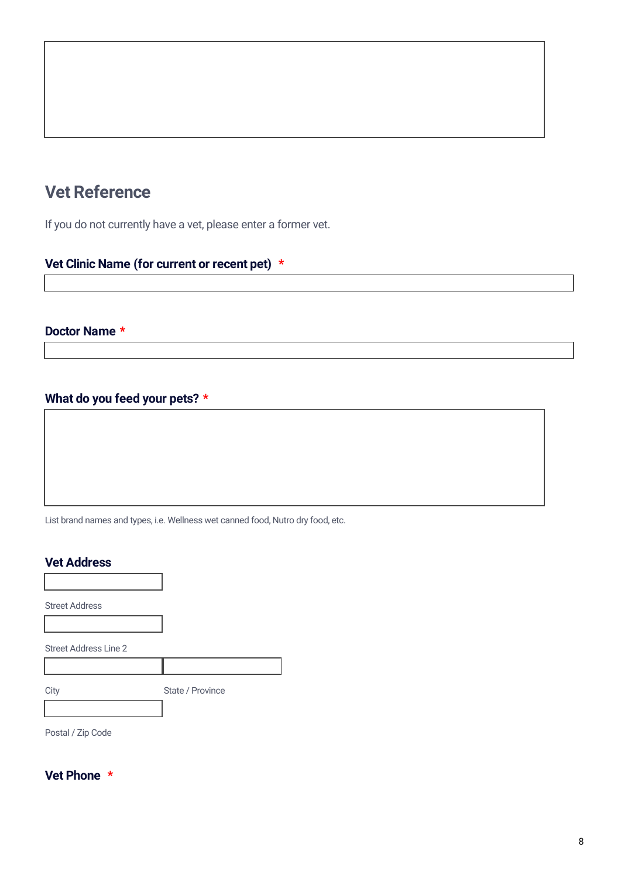## Vet Reference

If you do not currently have a vet, please enter a former vet.

**Vet Clinic Name (for current or recent pet) ***

**Doctor Name ***

**What do you feed your pets? ***

List brand names and types, i.e. Wellness wet canned food, Nutro dry food, etc.

**Vet Address**

Street Address

Street Address Line 2

City

State / Province

Postal / Zip Code

**Vet Phone ***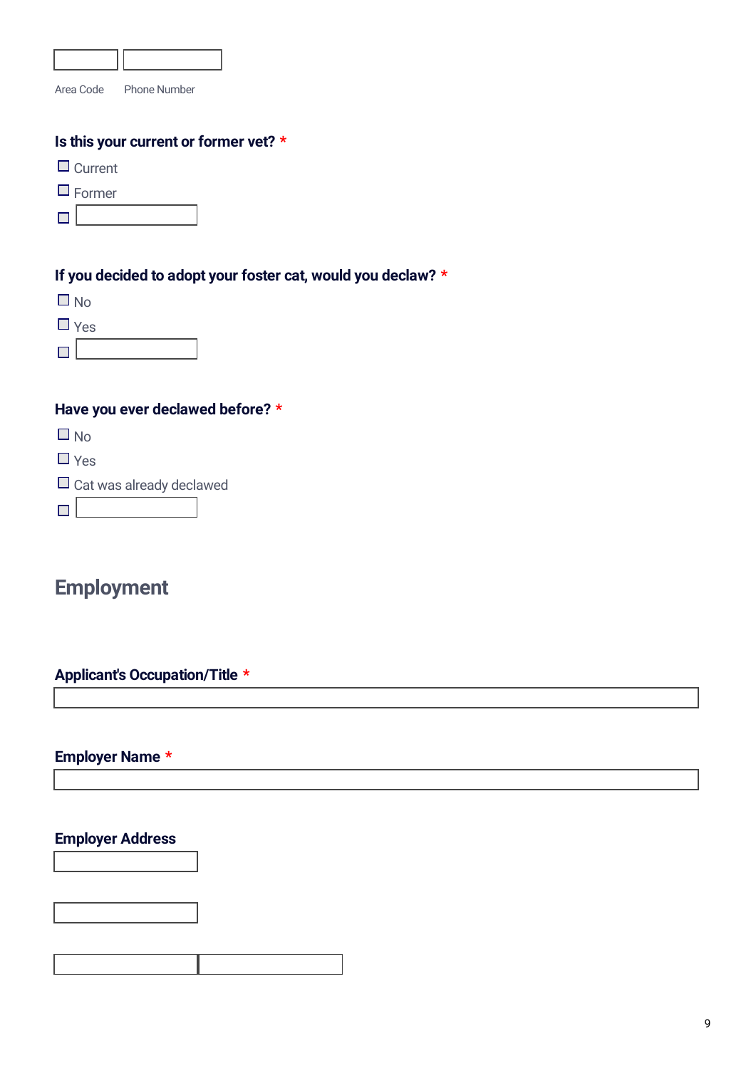Area Code Phone Number

**Is this your current or former vet?** *

- ☐ Current
- ☐ Former
- ☐ 

**If you decided to adopt your foster cat, would you declaw?** *

- ☐ No
- ☐ Yes
- ☐ 

**Have you ever declawed before?** *

- ☐ No
- ☐ Yes
- ☐ Cat was already declawed
- ☐ 

## Employment

**Applicant's Occupation/Title** *

**Employer Name** *

**Employer Address**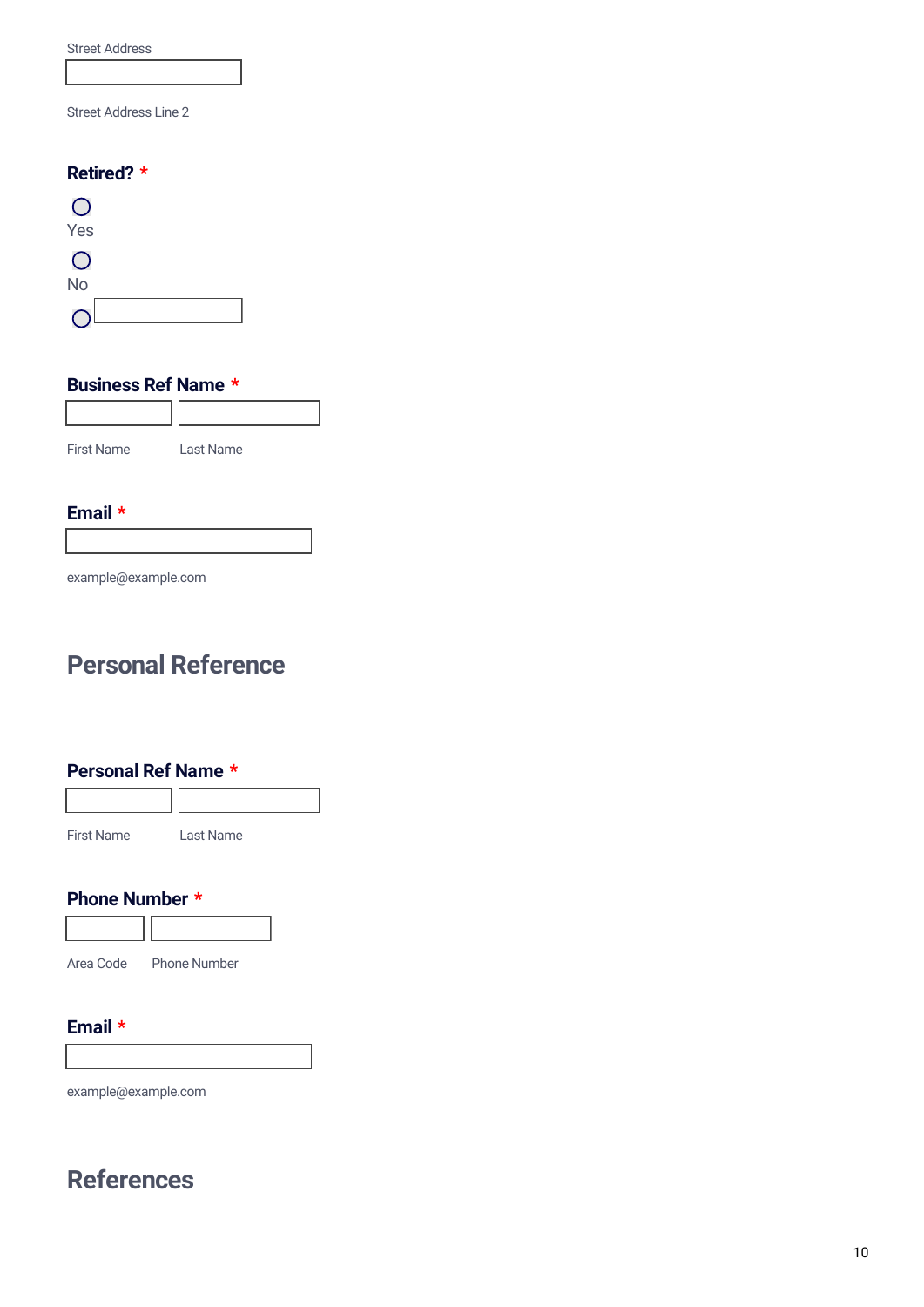Street Address

Street Address Line 2

**Retired?** *

- ○ Yes
- ○ No
- ○

**Business Ref Name** *

First Name | Last Name

**Email** *

example@example.com

## Personal Reference

**Personal Ref Name** *

First Name | Last Name

**Phone Number** *

Area Code | Phone Number

**Email** *

example@example.com

## References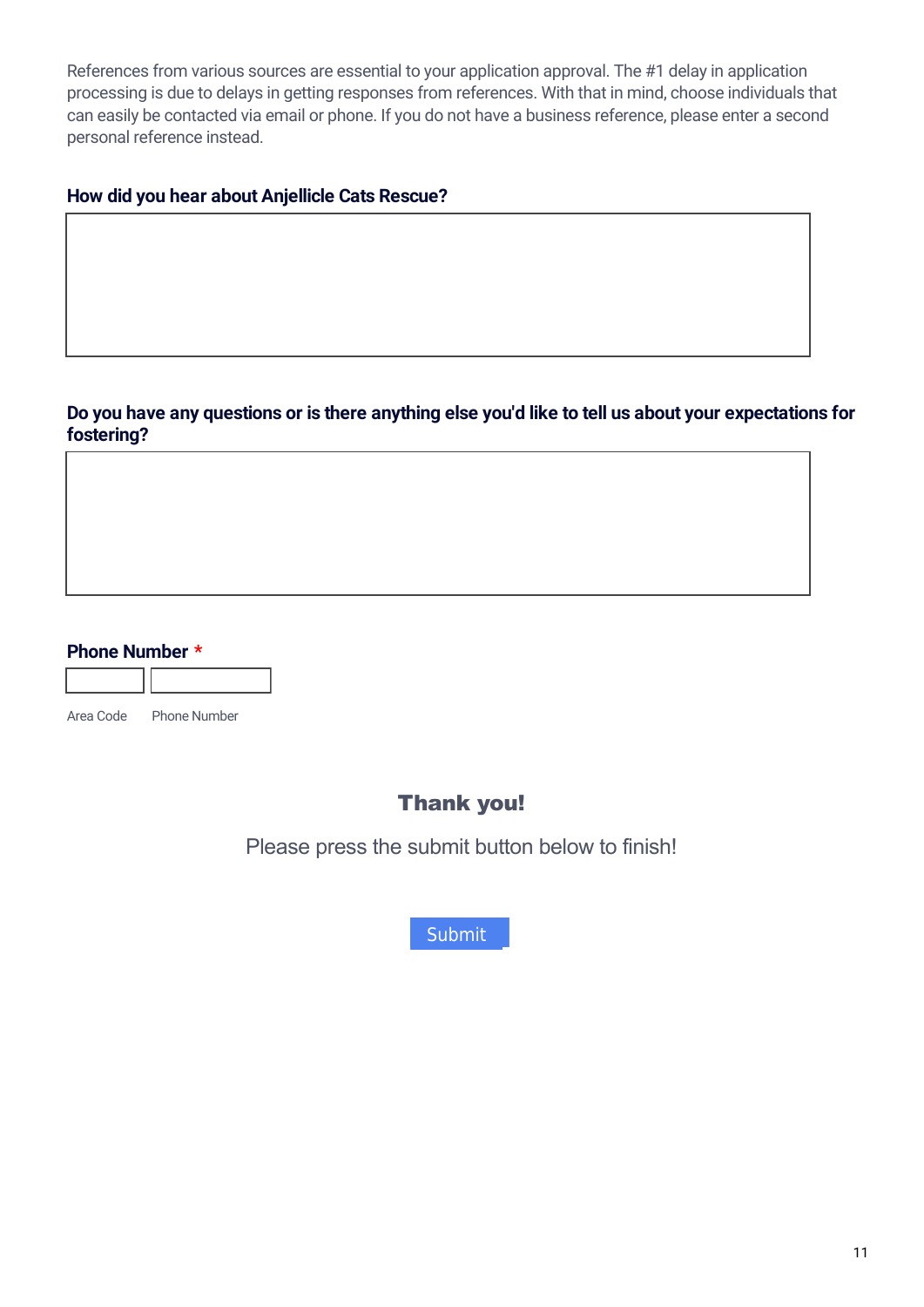References from various sources are essential to your application approval. The #1 delay in application processing is due to delays in getting responses from references. With that in mind, choose individuals that can easily be contacted via email or phone. If you do not have a business reference, please enter a second personal reference instead.

**How did you hear about Anjellicle Cats Rescue?**

**Do you have any questions or is there anything else you'd like to tell us about your expectations for fostering?**

**Phone Number** *

Area Code Phone Number

## Thank you!

Please press the submit button below to finish!

Submit